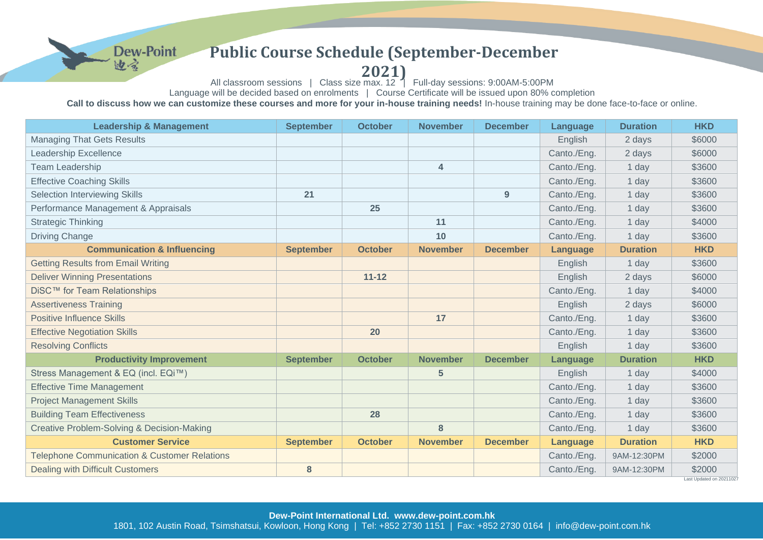Dew-Point 迪高

# Public Course Schedule (September-December 2021)

All classroom sessions | Class size max. 12 | Full-day sessions: 9:00AM-5:00PM

Language will be decided based on enrolments | Course Certificate will be issued upon 80% completion

**Call to discuss how we can customize these courses and more for your in-house training needs!** In-house training may be done face-to-face or online.

| Leadership & Management | September | October | November | December | Language | Duration | HKD |
|---|---|---|---|---|---|---|---|
| Managing That Gets Results | | | | | English | 2 days | $6000 |
| Leadership Excellence | | | | | Canto./Eng. | 2 days | $6000 |
| Team Leadership | | | 4 | | Canto./Eng. | 1 day | $3600 |
| Effective Coaching Skills | | | | | Canto./Eng. | 1 day | $3600 |
| Selection Interviewing Skills | 21 | | | 9 | Canto./Eng. | 1 day | $3600 |
| Performance Management & Appraisals | | 25 | | | Canto./Eng. | 1 day | $3600 |
| Strategic Thinking | | | 11 | | Canto./Eng. | 1 day | $4000 |
| Driving Change | | | 10 | | Canto./Eng. | 1 day | $3600 |
| **Communication & Influencing** | **September** | **October** | **November** | **December** | **Language** | **Duration** | **HKD** |
| Getting Results from Email Writing | | | | | English | 1 day | $3600 |
| Deliver Winning Presentations | | 11-12 | | | English | 2 days | $6000 |
| DiSC™ for Team Relationships | | | | | Canto./Eng. | 1 day | $4000 |
| Assertiveness Training | | | | | English | 2 days | $6000 |
| Positive Influence Skills | | | 17 | | Canto./Eng. | 1 day | $3600 |
| Effective Negotiation Skills | | 20 | | | Canto./Eng. | 1 day | $3600 |
| Resolving Conflicts | | | | | English | 1 day | $3600 |
| **Productivity Improvement** | **September** | **October** | **November** | **December** | **Language** | **Duration** | **HKD** |
| Stress Management & EQ (incl. EQi™) | | | 5 | | English | 1 day | $4000 |
| Effective Time Management | | | | | Canto./Eng. | 1 day | $3600 |
| Project Management Skills | | | | | Canto./Eng. | 1 day | $3600 |
| Building Team Effectiveness | | 28 | | | Canto./Eng. | 1 day | $3600 |
| Creative Problem-Solving & Decision-Making | | | 8 | | Canto./Eng. | 1 day | $3600 |
| **Customer Service** | **September** | **October** | **November** | **December** | **Language** | **Duration** | **HKD** |
| Telephone Communication & Customer Relations | | | | | Canto./Eng. | 9AM-12:30PM | $2000 |
| Dealing with Difficult Customers | 8 | | | | Canto./Eng. | 9AM-12:30PM | $2000 |

Last Updated on 20211027

**Dew-Point International Ltd. www.dew-point.com.hk**

1801, 102 Austin Road, Tsimshatsui, Kowloon, Hong Kong | Tel: +852 2730 1151 | Fax: +852 2730 0164 | info@dew-point.com.hk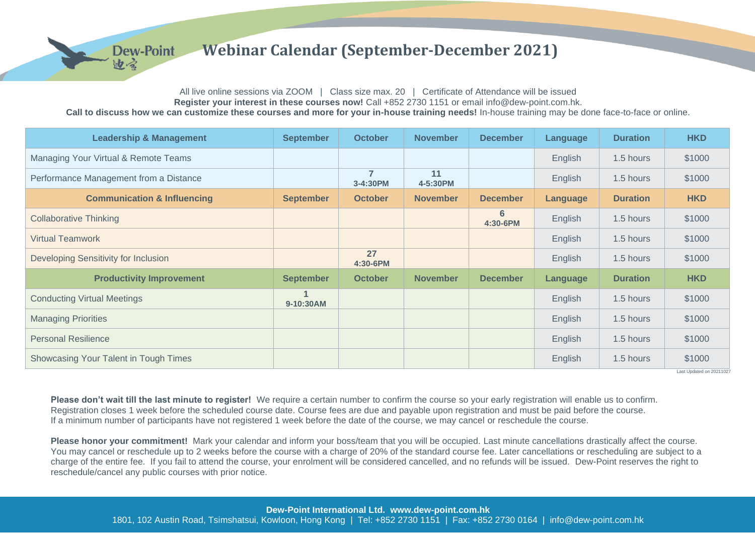# Webinar Calendar (September-December 2021)

Dew-Point 迪宝

All live online sessions via ZOOM | Class size max. 20 | Certificate of Attendance will be issued
**Register your interest in these courses now!** Call +852 2730 1151 or email info@dew-point.com.hk.
**Call to discuss how we can customize these courses and more for your in-house training needs!** In-house training may be done face-to-face or online.

| Leadership & Management | September | October | November | December | Language | Duration | HKD |
|---|---|---|---|---|---|---|---|
| Managing Your Virtual & Remote Teams | | | | | English | 1.5 hours | $1000 |
| Performance Management from a Distance | | **7** **3-4:30PM** | **11** **4-5:30PM** | | English | 1.5 hours | $1000 |
| **Communication & Influencing** | **September** | **October** | **November** | **December** | **Language** | **Duration** | **HKD** |
| Collaborative Thinking | | | | **6** **4:30-6PM** | English | 1.5 hours | $1000 |
| Virtual Teamwork | | | | | English | 1.5 hours | $1000 |
| Developing Sensitivity for Inclusion | | **27** **4:30-6PM** | | | English | 1.5 hours | $1000 |
| **Productivity Improvement** | **September** | **October** | **November** | **December** | **Language** | **Duration** | **HKD** |
| Conducting Virtual Meetings | **1** **9-10:30AM** | | | | English | 1.5 hours | $1000 |
| Managing Priorities | | | | | English | 1.5 hours | $1000 |
| Personal Resilience | | | | | English | 1.5 hours | $1000 |
| Showcasing Your Talent in Tough Times | | | | | English | 1.5 hours | $1000 |

Last Updated on 20211027

**Please don't wait till the last minute to register!** We require a certain number to confirm the course so your early registration will enable us to confirm. Registration closes 1 week before the scheduled course date. Course fees are due and payable upon registration and must be paid before the course. If a minimum number of participants have not registered 1 week before the date of the course, we may cancel or reschedule the course.

**Please honor your commitment!** Mark your calendar and inform your boss/team that you will be occupied. Last minute cancellations drastically affect the course. You may cancel or reschedule up to 2 weeks before the course with a charge of 20% of the standard course fee. Later cancellations or rescheduling are subject to a charge of the entire fee. If you fail to attend the course, your enrolment will be considered cancelled, and no refunds will be issued. Dew-Point reserves the right to reschedule/cancel any public courses with prior notice.

**Dew-Point International Ltd. www.dew-point.com.hk**
1801, 102 Austin Road, Tsimshatsui, Kowloon, Hong Kong | Tel: +852 2730 1151 | Fax: +852 2730 0164 | info@dew-point.com.hk